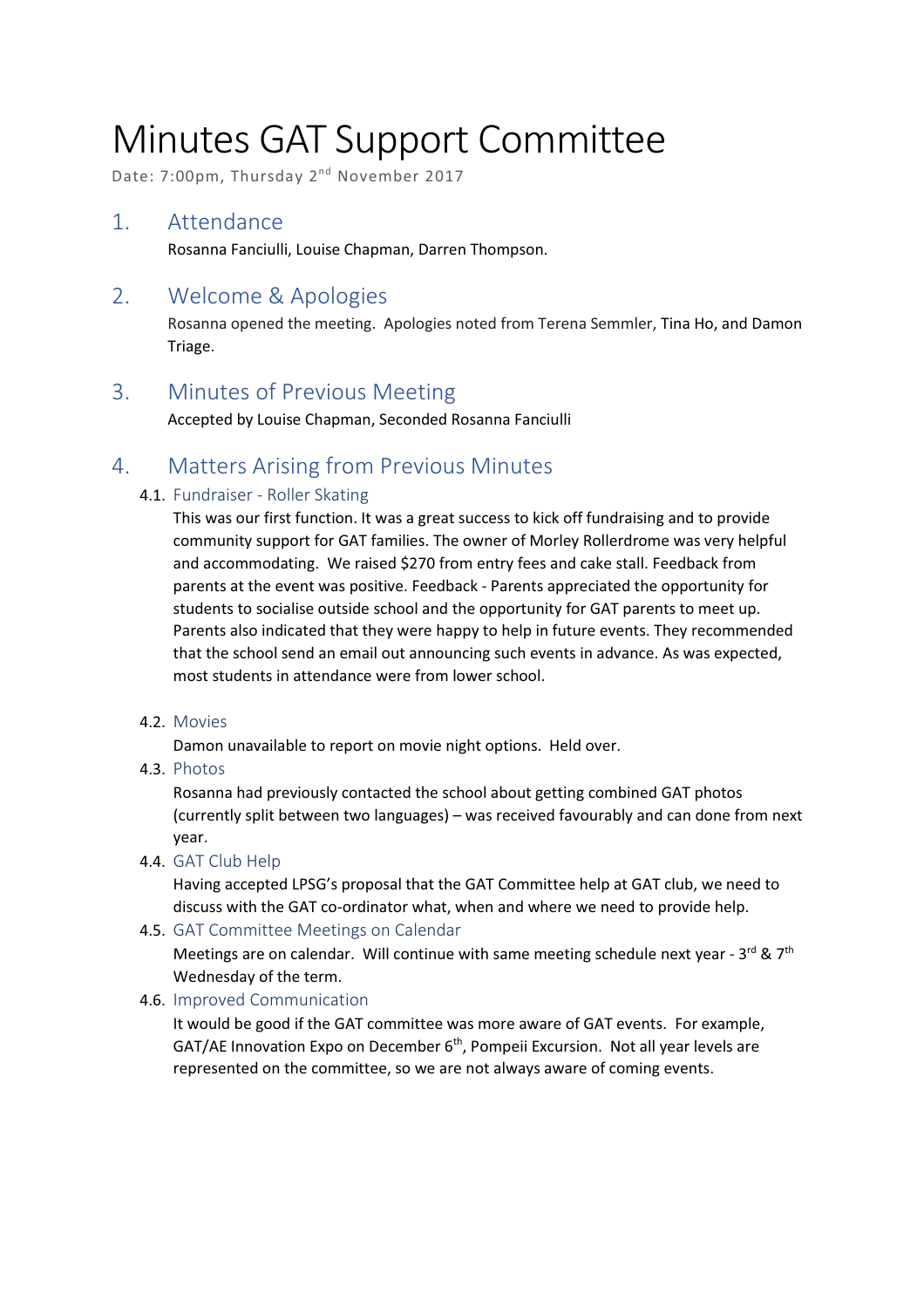# Minutes GAT Support Committee

Date: 7:00pm, Thursday 2nd November 2017

## 1. Attendance

Rosanna Fanciulli, Louise Chapman, Darren Thompson.

## 2. Welcome & Apologies

Rosanna opened the meeting. Apologies noted from Terena Semmler, Tina Ho, and Damon Triage.

## 3. Minutes of Previous Meeting

Accepted by Louise Chapman, Seconded Rosanna Fanciulli

## 4. Matters Arising from Previous Minutes

### 4.1. Fundraiser - Roller Skating

This was our first function. It was a great success to kick off fundraising and to provide community support for GAT families. The owner of Morley Rollerdrome was very helpful and accommodating. We raised $270 from entry fees and cake stall. Feedback from parents at the event was positive. Feedback - Parents appreciated the opportunity for students to socialise outside school and the opportunity for GAT parents to meet up. Parents also indicated that they were happy to help in future events. They recommended that the school send an email out announcing such events in advance. As was expected, most students in attendance were from lower school.

### 4.2. Movies

Damon unavailable to report on movie night options. Held over.

### 4.3. Photos

Rosanna had previously contacted the school about getting combined GAT photos (currently split between two languages) – was received favourably and can done from next year.

### 4.4. GAT Club Help

Having accepted LPSG's proposal that the GAT Committee help at GAT club, we need to discuss with the GAT co-ordinator what, when and where we need to provide help.

### 4.5. GAT Committee Meetings on Calendar

Meetings are on calendar. Will continue with same meeting schedule next year - 3rd & 7th Wednesday of the term.

### 4.6. Improved Communication

It would be good if the GAT committee was more aware of GAT events. For example, GAT/AE Innovation Expo on December 6th, Pompeii Excursion. Not all year levels are represented on the committee, so we are not always aware of coming events.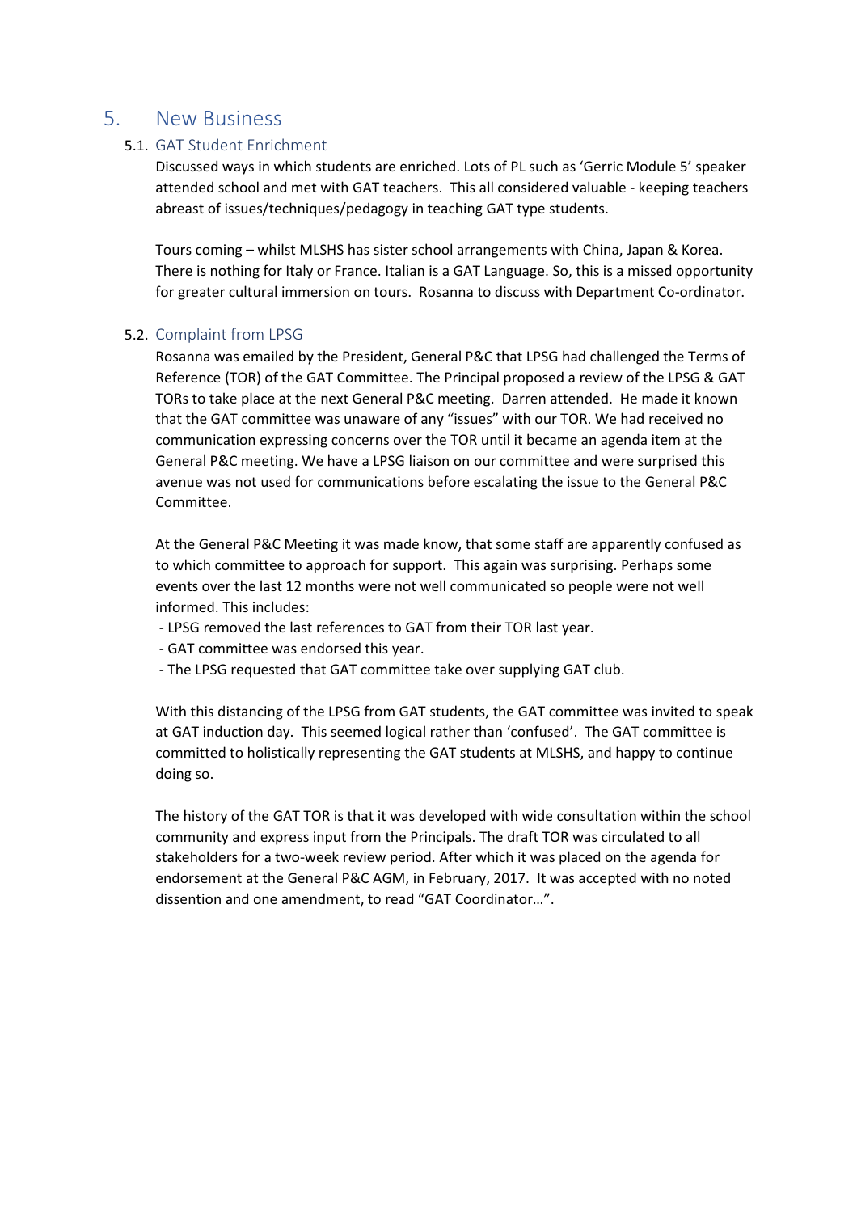# 5. New Business

## 5.1. GAT Student Enrichment

Discussed ways in which students are enriched. Lots of PL such as 'Gerric Module 5' speaker attended school and met with GAT teachers. This all considered valuable - keeping teachers abreast of issues/techniques/pedagogy in teaching GAT type students.

Tours coming – whilst MLSHS has sister school arrangements with China, Japan & Korea. There is nothing for Italy or France. Italian is a GAT Language. So, this is a missed opportunity for greater cultural immersion on tours. Rosanna to discuss with Department Co-ordinator.

## 5.2. Complaint from LPSG

Rosanna was emailed by the President, General P&C that LPSG had challenged the Terms of Reference (TOR) of the GAT Committee. The Principal proposed a review of the LPSG & GAT TORs to take place at the next General P&C meeting. Darren attended. He made it known that the GAT committee was unaware of any "issues" with our TOR. We had received no communication expressing concerns over the TOR until it became an agenda item at the General P&C meeting. We have a LPSG liaison on our committee and were surprised this avenue was not used for communications before escalating the issue to the General P&C Committee.

At the General P&C Meeting it was made know, that some staff are apparently confused as to which committee to approach for support. This again was surprising. Perhaps some events over the last 12 months were not well communicated so people were not well informed. This includes:

- LPSG removed the last references to GAT from their TOR last year.
- GAT committee was endorsed this year.
- The LPSG requested that GAT committee take over supplying GAT club.

With this distancing of the LPSG from GAT students, the GAT committee was invited to speak at GAT induction day. This seemed logical rather than 'confused'. The GAT committee is committed to holistically representing the GAT students at MLSHS, and happy to continue doing so.

The history of the GAT TOR is that it was developed with wide consultation within the school community and express input from the Principals. The draft TOR was circulated to all stakeholders for a two-week review period. After which it was placed on the agenda for endorsement at the General P&C AGM, in February, 2017. It was accepted with no noted dissention and one amendment, to read "GAT Coordinator…".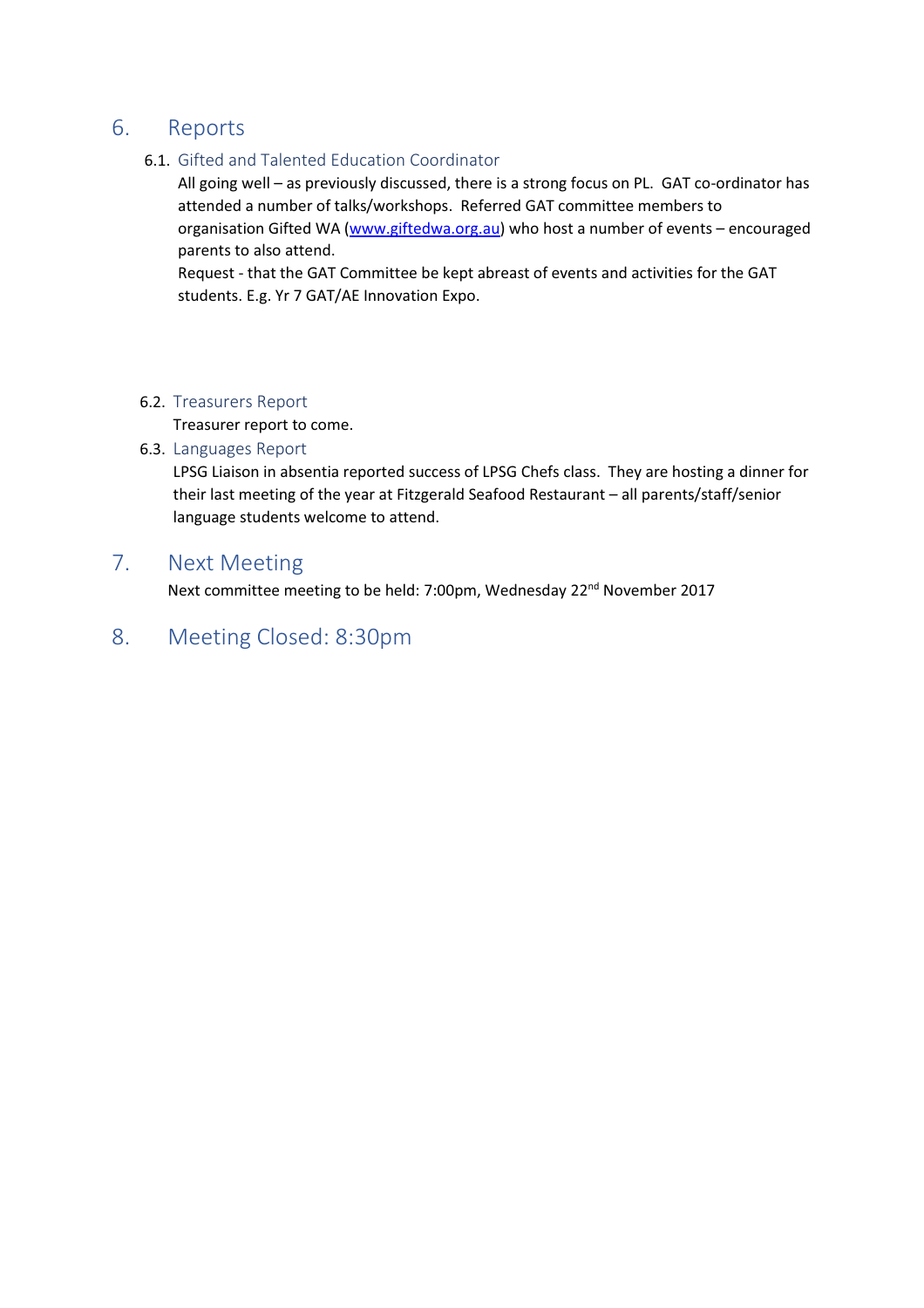# 6. Reports

## 6.1. Gifted and Talented Education Coordinator

All going well – as previously discussed, there is a strong focus on PL. GAT co-ordinator has attended a number of talks/workshops. Referred GAT committee members to organisation Gifted WA (www.giftedwa.org.au) who host a number of events – encouraged parents to also attend.

Request - that the GAT Committee be kept abreast of events and activities for the GAT students. E.g. Yr 7 GAT/AE Innovation Expo.

## 6.2. Treasurers Report

Treasurer report to come.

## 6.3. Languages Report

LPSG Liaison in absentia reported success of LPSG Chefs class. They are hosting a dinner for their last meeting of the year at Fitzgerald Seafood Restaurant – all parents/staff/senior language students welcome to attend.

# 7. Next Meeting

Next committee meeting to be held: 7:00pm, Wednesday 22nd November 2017

# 8. Meeting Closed: 8:30pm